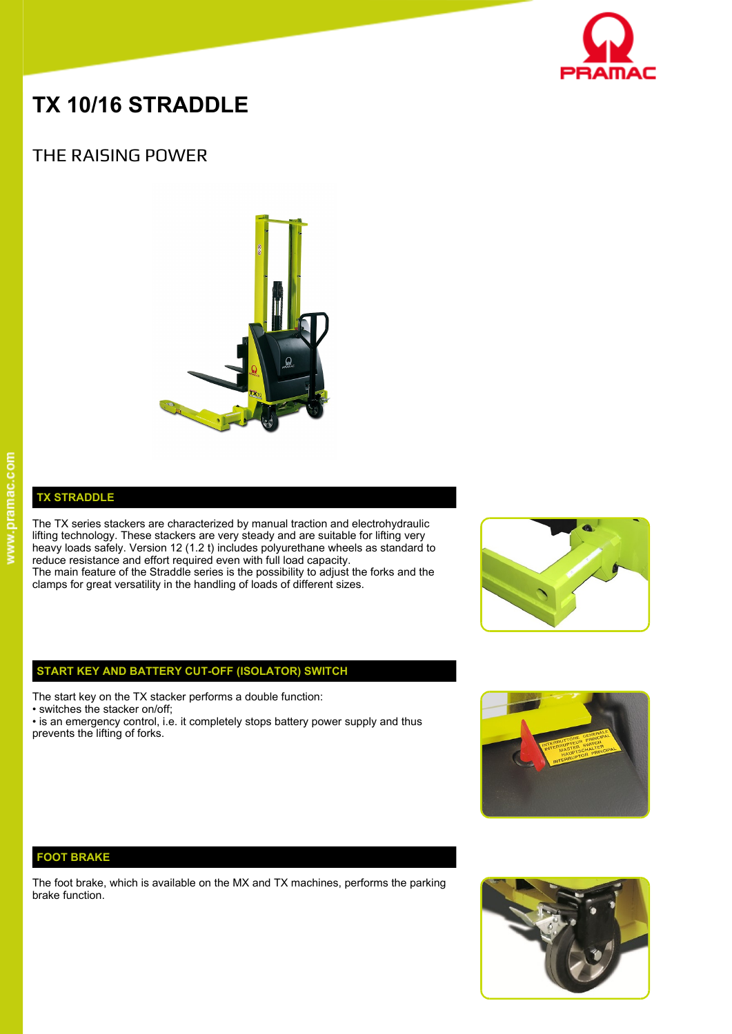# TX 10/16 STRADDLE

## THE RAISING POWER

## TX STRADDLE

The TX series stackers are characterized by manual traction and electrohydraulic lifting technology. These stackers are very steady and are suitable for lifting very heavy loads safely. Version 12 (1.2 t) includes polyurethane wheels as standard to reduce resistance and effort required even with full load capacity.
The main feature of the Straddle series is the possibility to adjust the forks and the clamps for great versatility in the handling of loads of different sizes.

## START KEY AND BATTERY CUT-OFF (ISOLATOR) SWITCH

The start key on the TX stacker performs a double function:

- switches the stacker on/off;
- is an emergency control, i.e. it completely stops battery power supply and thus prevents the lifting of forks.

## FOOT BRAKE

The foot brake, which is available on the MX and TX machines, performs the parking brake function.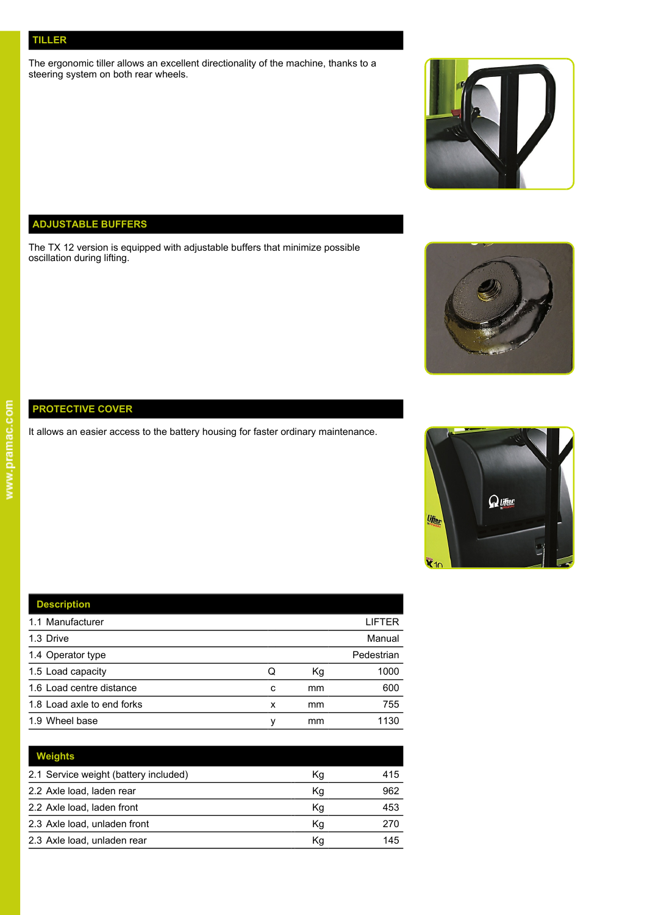## TILLER

The ergonomic tiller allows an excellent directionality of the machine, thanks to a steering system on both rear wheels.

## ADJUSTABLE BUFFERS

The TX 12 version is equipped with adjustable buffers that minimize possible oscillation during lifting.

## PROTECTIVE COVER

It allows an easier access to the battery housing for faster ordinary maintenance.

| Description | | | |
|---|---|---|---|
| 1.1 Manufacturer | | | LIFTER |
| 1.3 Drive | | | Manual |
| 1.4 Operator type | | | Pedestrian |
| 1.5 Load capacity | Q | Kg | 1000 |
| 1.6 Load centre distance | c | mm | 600 |
| 1.8 Load axle to end forks | x | mm | 755 |
| 1.9 Wheel base | y | mm | 1130 |

| Weights | | |
|---|---|---|
| 2.1 Service weight (battery included) | Kg | 415 |
| 2.2 Axle load, laden rear | Kg | 962 |
| 2.2 Axle load, laden front | Kg | 453 |
| 2.3 Axle load, unladen front | Kg | 270 |
| 2.3 Axle load, unladen rear | Kg | 145 |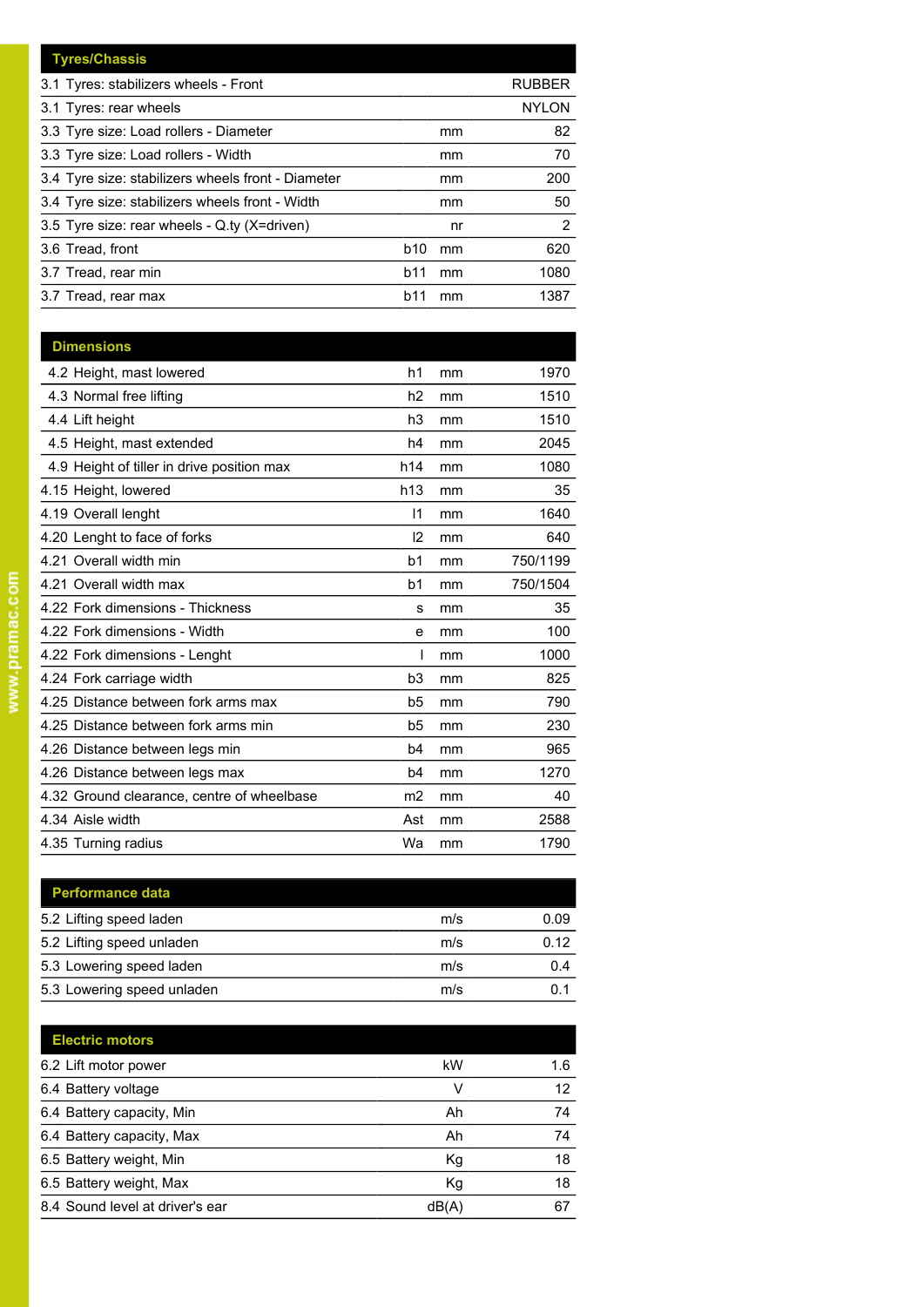| Tyres/Chassis | | | |
|---|---|---|---|
| 3.1 Tyres: stabilizers wheels - Front | | | RUBBER |
| 3.1 Tyres: rear wheels | | | NYLON |
| 3.3 Tyre size: Load rollers - Diameter | | mm | 82 |
| 3.3 Tyre size: Load rollers - Width | | mm | 70 |
| 3.4 Tyre size: stabilizers wheels front - Diameter | | mm | 200 |
| 3.4 Tyre size: stabilizers wheels front - Width | | mm | 50 |
| 3.5 Tyre size: rear wheels - Q.ty (X=driven) | | nr | 2 |
| 3.6 Tread, front | b10 | mm | 620 |
| 3.7 Tread, rear min | b11 | mm | 1080 |
| 3.7 Tread, rear max | b11 | mm | 1387 |

| Dimensions | | | |
|---|---|---|---|
| 4.2 Height, mast lowered | h1 | mm | 1970 |
| 4.3 Normal free lifting | h2 | mm | 1510 |
| 4.4 Lift height | h3 | mm | 1510 |
| 4.5 Height, mast extended | h4 | mm | 2045 |
| 4.9 Height of tiller in drive position max | h14 | mm | 1080 |
| 4.15 Height, lowered | h13 | mm | 35 |
| 4.19 Overall lenght | l1 | mm | 1640 |
| 4.20 Lenght to face of forks | l2 | mm | 640 |
| 4.21 Overall width min | b1 | mm | 750/1199 |
| 4.21 Overall width max | b1 | mm | 750/1504 |
| 4.22 Fork dimensions - Thickness | s | mm | 35 |
| 4.22 Fork dimensions - Width | e | mm | 100 |
| 4.22 Fork dimensions - Lenght | l | mm | 1000 |
| 4.24 Fork carriage width | b3 | mm | 825 |
| 4.25 Distance between fork arms max | b5 | mm | 790 |
| 4.25 Distance between fork arms min | b5 | mm | 230 |
| 4.26 Distance between legs min | b4 | mm | 965 |
| 4.26 Distance between legs max | b4 | mm | 1270 |
| 4.32 Ground clearance, centre of wheelbase | m2 | mm | 40 |
| 4.34 Aisle width | Ast | mm | 2588 |
| 4.35 Turning radius | Wa | mm | 1790 |

| Performance data | | | |
|---|---|---|---|
| 5.2 Lifting speed laden | | m/s | 0.09 |
| 5.2 Lifting speed unladen | | m/s | 0.12 |
| 5.3 Lowering speed laden | | m/s | 0.4 |
| 5.3 Lowering speed unladen | | m/s | 0.1 |

| Electric motors | | | |
|---|---|---|---|
| 6.2 Lift motor power | | kW | 1.6 |
| 6.4 Battery voltage | | V | 12 |
| 6.4 Battery capacity, Min | | Ah | 74 |
| 6.4 Battery capacity, Max | | Ah | 74 |
| 6.5 Battery weight, Min | | Kg | 18 |
| 6.5 Battery weight, Max | | Kg | 18 |
| 8.4 Sound level at driver's ear | | dB(A) | 67 |

www.pramac.com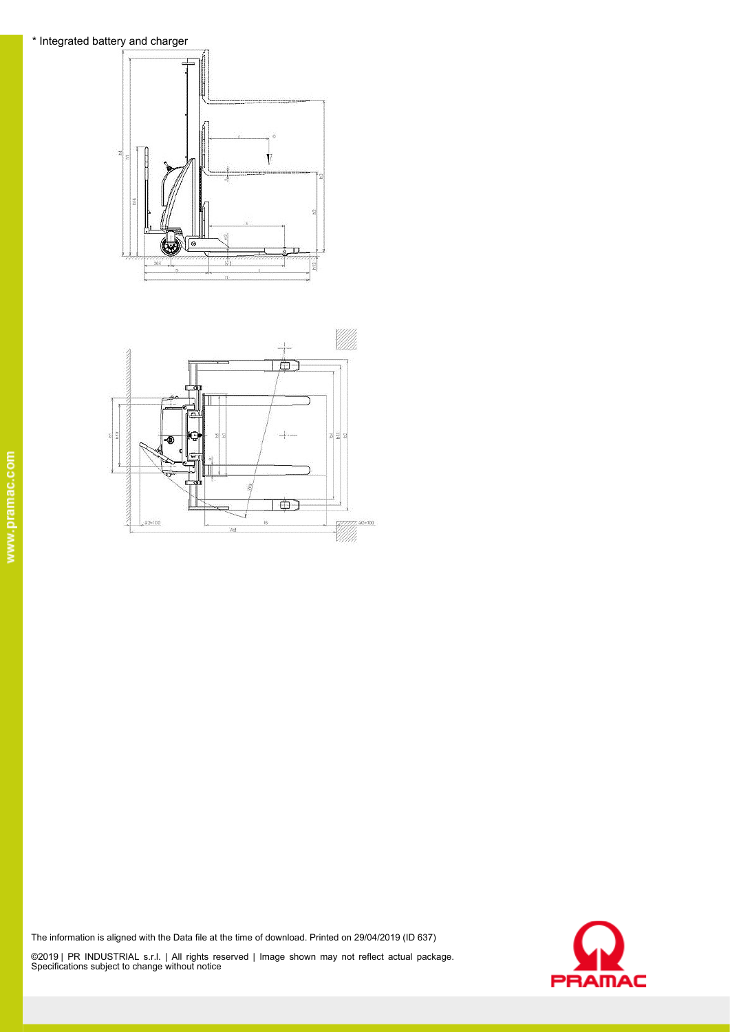* Integrated battery and charger

The information is aligned with the Data file at the time of download. Printed on 29/04/2019 (ID 637)

©2019 | PR INDUSTRIAL s.r.l. | All rights reserved | Image shown may not reflect actual package.
Specifications subject to change without notice